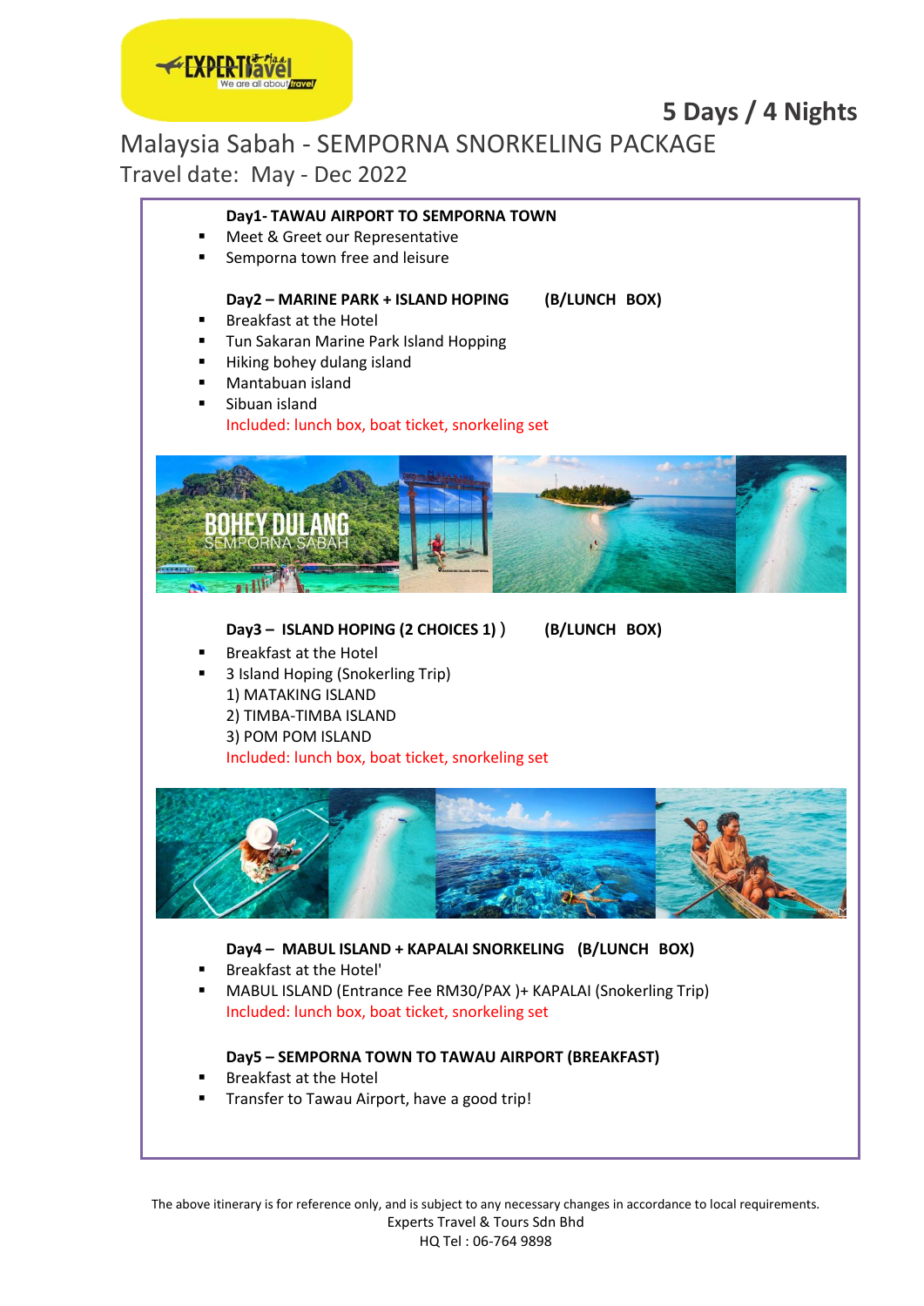# 5 Days / 4 Nights

## Malaysia Sabah - SEMPORNA SNORKELING PACKAGE

Travel date: May - Dec 2022

**Day1- TAWAU AIRPORT TO SEMPORNA TOWN**

- Meet & Greet our Representative
- Semporna town free and leisure

**Day2 – MARINE PARK + ISLAND HOPING (B/LUNCH BOX)**

- Breakfast at the Hotel
- Tun Sakaran Marine Park Island Hopping
- Hiking bohey dulang island
- Mantabuan island
- Sibuan island

Included: lunch box, boat ticket, snorkeling set

**Day3 – ISLAND HOPING (2 CHOICES 1) ) (B/LUNCH BOX)**

- Breakfast at the Hotel
- 3 Island Hoping (Snokerling Trip)

1) MATAKING ISLAND
2) TIMBA-TIMBA ISLAND
3) POM POM ISLAND

Included: lunch box, boat ticket, snorkeling set

**Day4 – MABUL ISLAND + KAPALAI SNORKELING (B/LUNCH BOX)**

- Breakfast at the Hotel'
- MABUL ISLAND (Entrance Fee RM30/PAX )+ KAPALAI (Snokerling Trip)

Included: lunch box, boat ticket, snorkeling set

**Day5 – SEMPORNA TOWN TO TAWAU AIRPORT (BREAKFAST)**

- Breakfast at the Hotel
- Transfer to Tawau Airport, have a good trip!

The above itinerary is for reference only, and is subject to any necessary changes in accordance to local requirements.

Experts Travel & Tours Sdn Bhd

HQ Tel : 06-764 9898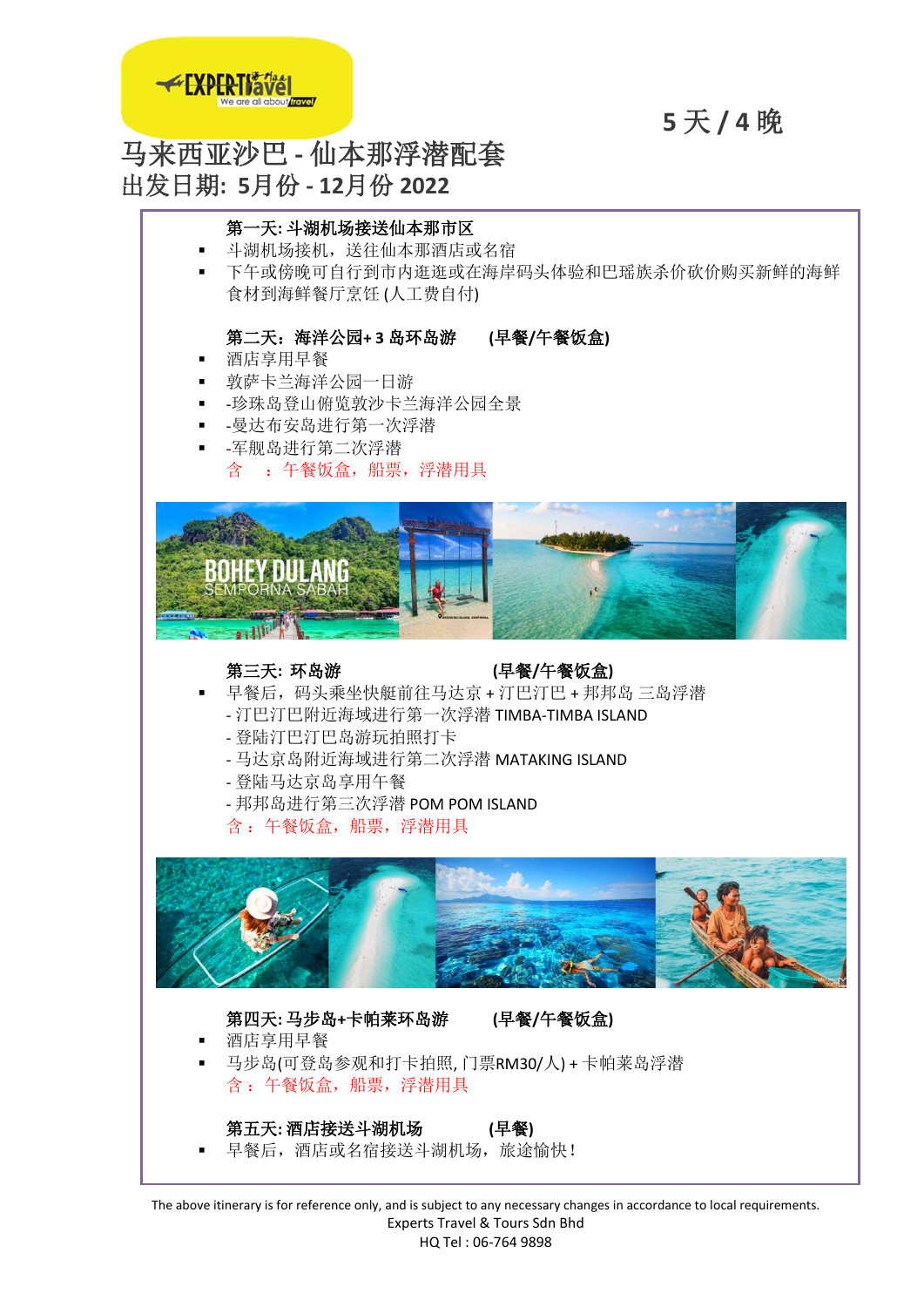5 天 / 4 晚

# 马来西亚沙巴 - 仙本那浮潜配套

## 出发日期: 5月份 - 12月份 2022

**第一天: 斗湖机场接送仙本那市区**

- 斗湖机场接机，送往仙本那酒店或名宿
- 下午或傍晚可自行到市内逛逛或在海岸码头体验和巴瑶族杀价砍价购买新鲜的海鲜食材到海鲜餐厅烹饪 (人工费自付)

**第二天：海洋公园+ 3 岛环岛游　　(早餐/午餐饭盒)**

- 酒店享用早餐
- 敦萨卡兰海洋公园一日游
- -珍珠岛登山俯览敦沙卡兰海洋公园全景
- -曼达布安岛进行第一次浮潜
- -军舰岛进行第二次浮潜

含　：午餐饭盒，船票，浮潜用具

**第三天: 环岛游　　(早餐/午餐饭盒)**

- 早餐后，码头乘坐快艇前往马达京 + 汀巴汀巴 + 邦邦岛 三岛浮潜
  - 汀巴汀巴附近海域进行第一次浮潜 TIMBA-TIMBA ISLAND
  - 登陆汀巴汀巴岛游玩拍照打卡
  - 马达京岛附近海域进行第二次浮潜 MATAKING ISLAND
  - 登陆马达京岛享用午餐
  - 邦邦岛进行第三次浮潜 POM POM ISLAND

含：午餐饭盒，船票，浮潜用具

**第四天: 马步岛+卡帕莱环岛游　　(早餐/午餐饭盒)**

- 酒店享用早餐
- 马步岛(可登岛参观和打卡拍照, 门票RM30/人) + 卡帕莱岛浮潜

含：午餐饭盒，船票，浮潜用具

**第五天: 酒店接送斗湖机场　　(早餐)**

- 早餐后，酒店或名宿接送斗湖机场，旅途愉快！

The above itinerary is for reference only, and is subject to any necessary changes in accordance to local requirements.
Experts Travel & Tours Sdn Bhd
HQ Tel : 06-764 9898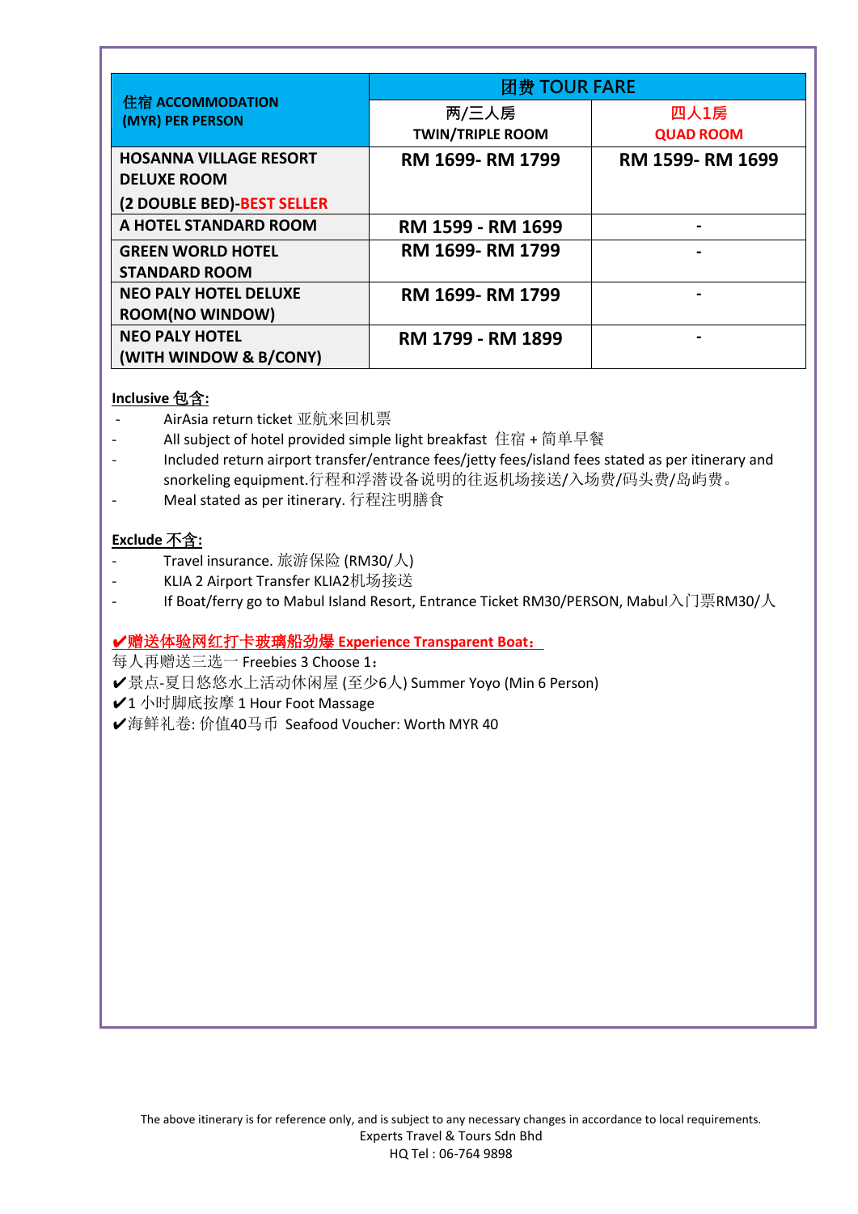| 住宿 ACCOMMODATION (MYR) PER PERSON | 团费 TOUR FARE | |
|---|---|---|
| | 两/三人房 TWIN/TRIPLE ROOM | 四人1房 QUAD ROOM |
| HOSANNA VILLAGE RESORT DELUXE ROOM (2 DOUBLE BED)-BEST SELLER | RM 1699- RM 1799 | RM 1599- RM 1699 |
| A HOTEL STANDARD ROOM | RM 1599 - RM 1699 | - |
| GREEN WORLD HOTEL STANDARD ROOM | RM 1699- RM 1799 | - |
| NEO PALY HOTEL DELUXE ROOM(NO WINDOW) | RM 1699- RM 1799 | - |
| NEO PALY HOTEL (WITH WINDOW & B/CONY) | RM 1799 - RM 1899 | - |

**Inclusive 包含:**

- AirAsia return ticket 亚航来回机票
- All subject of hotel provided simple light breakfast 住宿 + 简单早餐
- Included return airport transfer/entrance fees/jetty fees/island fees stated as per itinerary and snorkeling equipment.行程和浮潜设备说明的往返机场接送/入场费/码头费/岛屿费。
- Meal stated as per itinerary. 行程注明膳食

**Exclude 不含:**

- Travel insurance. 旅游保险 (RM30/人)
- KLIA 2 Airport Transfer KLIA2机场接送
- If Boat/ferry go to Mabul Island Resort, Entrance Ticket RM30/PERSON, Mabul入门票RM30/人

**✔赠送体验网红打卡玻璃船劲爆 Experience Transparent Boat：**

每人再赠送三选一 Freebies 3 Choose 1：

✔景点-夏日悠悠水上活动休闲屋 (至少6人) Summer Yoyo (Min 6 Person)

✔1 小时脚底按摩 1 Hour Foot Massage

✔海鲜礼卷: 价值40马币 Seafood Voucher: Worth MYR 40

The above itinerary is for reference only, and is subject to any necessary changes in accordance to local requirements.
Experts Travel & Tours Sdn Bhd
HQ Tel : 06-764 9898